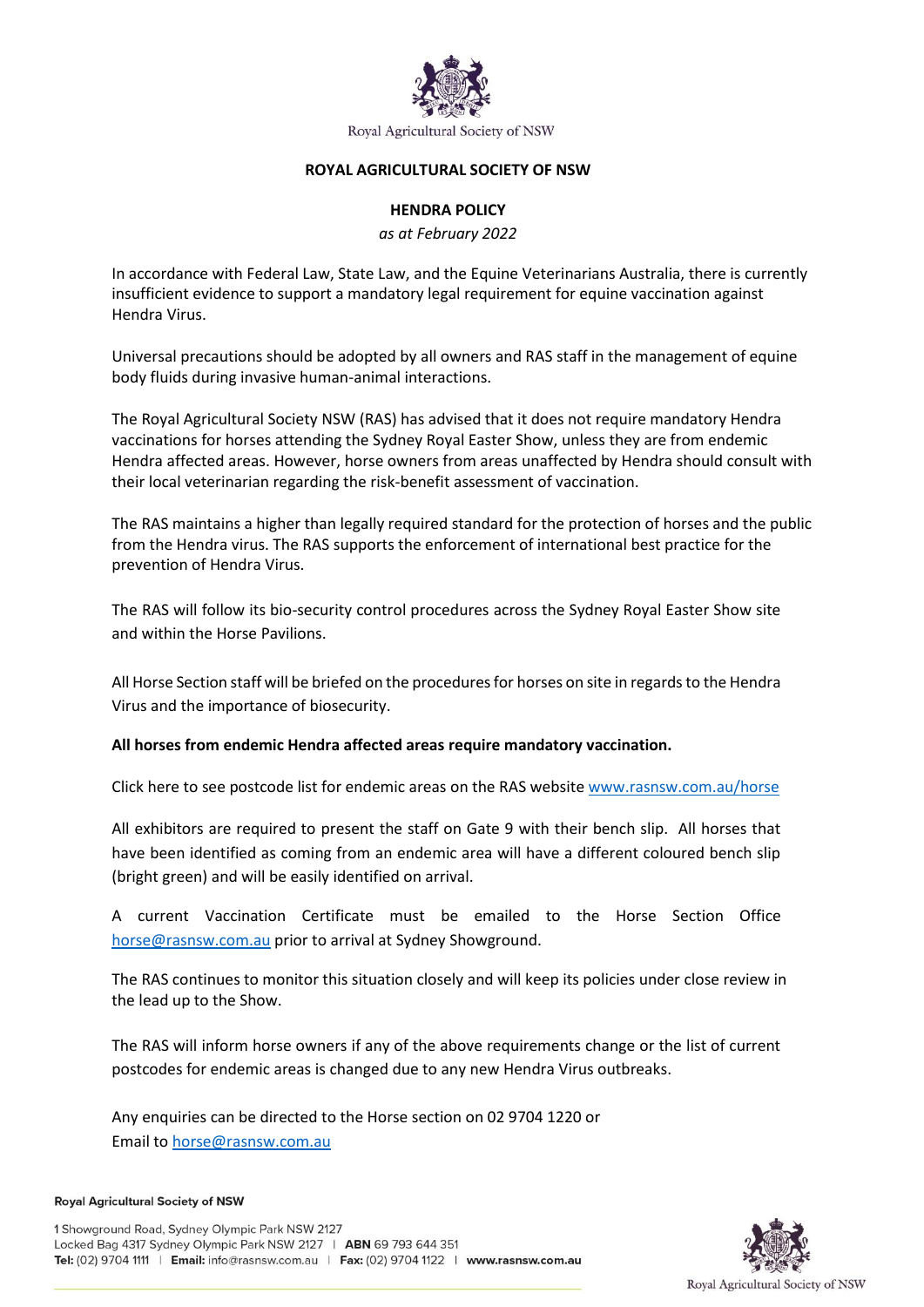Royal Agricultural Society of NSW

**ROYAL AGRICULTURAL SOCIETY OF NSW**

**HENDRA POLICY**

*as at February 2022*

In accordance with Federal Law, State Law, and the Equine Veterinarians Australia, there is currently insufficient evidence to support a mandatory legal requirement for equine vaccination against Hendra Virus.

Universal precautions should be adopted by all owners and RAS staff in the management of equine body fluids during invasive human-animal interactions.

The Royal Agricultural Society NSW (RAS) has advised that it does not require mandatory Hendra vaccinations for horses attending the Sydney Royal Easter Show, unless they are from endemic Hendra affected areas. However, horse owners from areas unaffected by Hendra should consult with their local veterinarian regarding the risk-benefit assessment of vaccination.

The RAS maintains a higher than legally required standard for the protection of horses and the public from the Hendra virus. The RAS supports the enforcement of international best practice for the prevention of Hendra Virus.

The RAS will follow its bio-security control procedures across the Sydney Royal Easter Show site and within the Horse Pavilions.

All Horse Section staff will be briefed on the procedures for horses on site in regards to the Hendra Virus and the importance of biosecurity.

**All horses from endemic Hendra affected areas require mandatory vaccination.**

Click here to see postcode list for endemic areas on the RAS website [www.rasnsw.com.au/horse](http://www.rasnsw.com.au/horse)

All exhibitors are required to present the staff on Gate 9 with their bench slip. All horses that have been identified as coming from an endemic area will have a different coloured bench slip (bright green) and will be easily identified on arrival.

A current Vaccination Certificate must be emailed to the Horse Section Office [horse@rasnsw.com.au](mailto:horse@rasnsw.com.au) prior to arrival at Sydney Showground.

The RAS continues to monitor this situation closely and will keep its policies under close review in the lead up to the Show.

The RAS will inform horse owners if any of the above requirements change or the list of current postcodes for endemic areas is changed due to any new Hendra Virus outbreaks.

Any enquiries can be directed to the Horse section on 02 9704 1220 or
Email to [horse@rasnsw.com.au](mailto:horse@rasnsw.com.au)

**Royal Agricultural Society of NSW**

1 Showground Road, Sydney Olympic Park NSW 2127
Locked Bag 4317 Sydney Olympic Park NSW 2127 | **ABN** 69 793 644 351
**Tel:** (02) 9704 1111 | **Email:** info@rasnsw.com.au | **Fax:** (02) 9704 1122 | **www.rasnsw.com.au**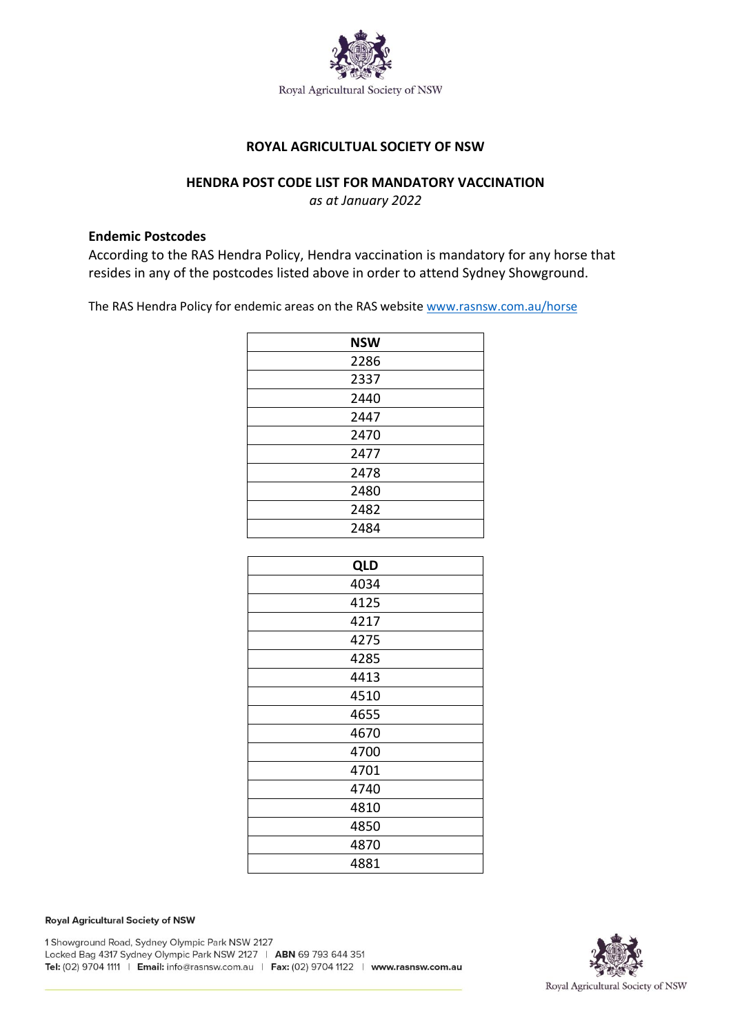Royal Agricultural Society of NSW

## ROYAL AGRICULTUAL SOCIETY OF NSW

## HENDRA POST CODE LIST FOR MANDATORY VACCINATION

*as at January 2022*

### Endemic Postcodes

According to the RAS Hendra Policy, Hendra vaccination is mandatory for any horse that resides in any of the postcodes listed above in order to attend Sydney Showground.

The RAS Hendra Policy for endemic areas on the RAS website www.rasnsw.com.au/horse

| NSW |
| --- |
| 2286 |
| 2337 |
| 2440 |
| 2447 |
| 2470 |
| 2477 |
| 2478 |
| 2480 |
| 2482 |
| 2484 |

| QLD |
| --- |
| 4034 |
| 4125 |
| 4217 |
| 4275 |
| 4285 |
| 4413 |
| 4510 |
| 4655 |
| 4670 |
| 4700 |
| 4701 |
| 4740 |
| 4810 |
| 4850 |
| 4870 |
| 4881 |

**Royal Agricultural Society of NSW**

1 Showground Road, Sydney Olympic Park NSW 2127
Locked Bag 4317 Sydney Olympic Park NSW 2127 | **ABN** 69 793 644 351
**Tel:** (02) 9704 1111 | **Email:** info@rasnsw.com.au | **Fax:** (02) 9704 1122 | **www.rasnsw.com.au**

Royal Agricultural Society of NSW